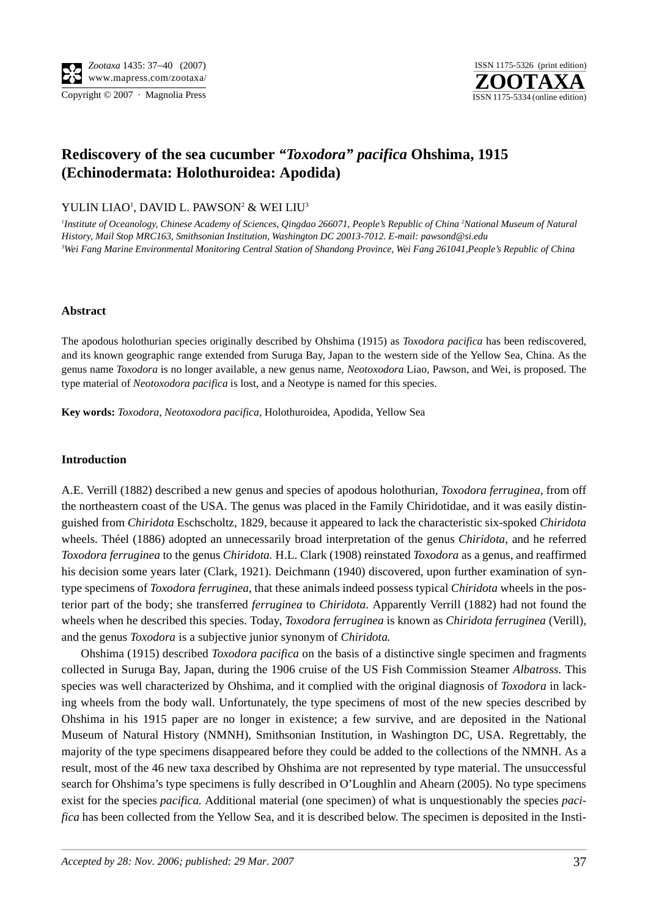# Rediscovery of the sea cucumber *"Toxodora" pacifica* Ohshima, 1915 (Echinodermata: Holothuroidea: Apodida)

YULIN LIAO[1], DAVID L. PAWSON[2] & WEI LIU[3]

*[1]Institute of Oceanology, Chinese Academy of Sciences, Qingdao 266071, People's Republic of China [2]National Museum of Natural History, Mail Stop MRC163, Smithsonian Institution, Washington DC 20013-7012. E-mail: pawsond@si.edu*
*[3]Wei Fang Marine Environmental Monitoring Central Station of Shandong Province, Wei Fang 261041,People's Republic of China*

## Abstract

The apodous holothurian species originally described by Ohshima (1915) as *Toxodora pacifica* has been rediscovered, and its known geographic range extended from Suruga Bay, Japan to the western side of the Yellow Sea, China. As the genus name *Toxodora* is no longer available, a new genus name, *Neotoxodora* Liao, Pawson, and Wei, is proposed. The type material of *Neotoxodora pacifica* is lost, and a Neotype is named for this species.

**Key words:** *Toxodora*, *Neotoxodora pacifica*, Holothuroidea, Apodida, Yellow Sea

## Introduction

A.E. Verrill (1882) described a new genus and species of apodous holothurian, *Toxodora ferruginea*, from off the northeastern coast of the USA. The genus was placed in the Family Chiridotidae, and it was easily distinguished from *Chiridota* Eschscholtz, 1829, because it appeared to lack the characteristic six-spoked *Chiridota* wheels. Théel (1886) adopted an unnecessarily broad interpretation of the genus *Chiridota*, and he referred *Toxodora ferruginea* to the genus *Chiridota.* H.L. Clark (1908) reinstated *Toxodora* as a genus, and reaffirmed his decision some years later (Clark, 1921). Deichmann (1940) discovered, upon further examination of syntype specimens of *Toxodora ferruginea*, that these animals indeed possess typical *Chiridota* wheels in the posterior part of the body; she transferred *ferruginea* to *Chiridota*. Apparently Verrill (1882) had not found the wheels when he described this species. Today, *Toxodora ferruginea* is known as *Chiridota ferruginea* (Verill), and the genus *Toxodora* is a subjective junior synonym of *Chiridota.*

Ohshima (1915) described *Toxodora pacifica* on the basis of a distinctive single specimen and fragments collected in Suruga Bay, Japan, during the 1906 cruise of the US Fish Commission Steamer *Albatross*. This species was well characterized by Ohshima, and it complied with the original diagnosis of *Toxodora* in lacking wheels from the body wall. Unfortunately, the type specimens of most of the new species described by Ohshima in his 1915 paper are no longer in existence; a few survive, and are deposited in the National Museum of Natural History (NMNH), Smithsonian Institution, in Washington DC, USA. Regrettably, the majority of the type specimens disappeared before they could be added to the collections of the NMNH. As a result, most of the 46 new taxa described by Ohshima are not represented by type material. The unsuccessful search for Ohshima's type specimens is fully described in O'Loughlin and Ahearn (2005). No type specimens exist for the species *pacifica.* Additional material (one specimen) of what is unquestionably the species *pacifica* has been collected from the Yellow Sea, and it is described below. The specimen is deposited in the Insti-

*Accepted by 28: Nov. 2006; published: 29 Mar. 2007*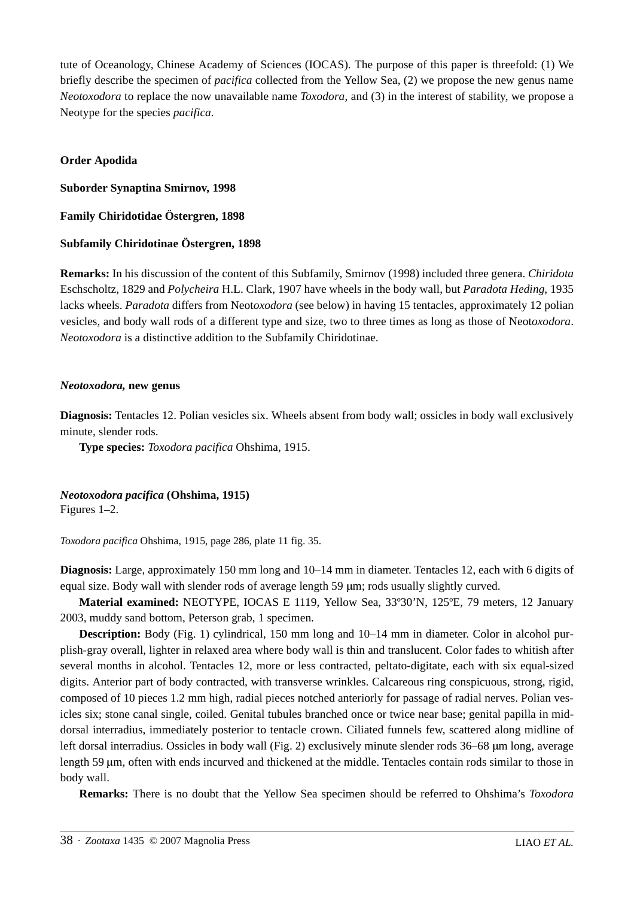tute of Oceanology, Chinese Academy of Sciences (IOCAS). The purpose of this paper is threefold: (1) We briefly describe the specimen of *pacifica* collected from the Yellow Sea, (2) we propose the new genus name *Neotoxodora* to replace the now unavailable name *Toxodora*, and (3) in the interest of stability, we propose a Neotype for the species *pacifica*.

**Order Apodida**

**Suborder Synaptina Smirnov, 1998**

**Family Chiridotidae Östergren, 1898**

**Subfamily Chiridotinae Östergren, 1898**

**Remarks:** In his discussion of the content of this Subfamily, Smirnov (1998) included three genera. *Chiridota* Eschscholtz, 1829 and *Polycheira* H.L. Clark, 1907 have wheels in the body wall, but *Paradota Heding*, 1935 lacks wheels. *Paradota* differs from Neo*toxodora* (see below) in having 15 tentacles, approximately 12 polian vesicles, and body wall rods of a different type and size, two to three times as long as those of Neot*oxodora*. *Neotoxodora* is a distinctive addition to the Subfamily Chiridotinae.

***Neotoxodora*, new genus**

**Diagnosis:** Tentacles 12. Polian vesicles six. Wheels absent from body wall; ossicles in body wall exclusively minute, slender rods.

**Type species:** *Toxodora pacifica* Ohshima, 1915.

***Neotoxodora pacifica* (Ohshima, 1915)**
Figures 1–2.

*Toxodora pacifica* Ohshima, 1915, page 286, plate 11 fig. 35.

**Diagnosis:** Large, approximately 150 mm long and 10–14 mm in diameter. Tentacles 12, each with 6 digits of equal size. Body wall with slender rods of average length 59 μm; rods usually slightly curved.

**Material examined:** NEOTYPE, IOCAS E 1119, Yellow Sea, 33º30'N, 125ºE, 79 meters, 12 January 2003, muddy sand bottom, Peterson grab, 1 specimen.

**Description:** Body (Fig. 1) cylindrical, 150 mm long and 10–14 mm in diameter. Color in alcohol purplish-gray overall, lighter in relaxed area where body wall is thin and translucent. Color fades to whitish after several months in alcohol. Tentacles 12, more or less contracted, peltato-digitate, each with six equal-sized digits. Anterior part of body contracted, with transverse wrinkles. Calcareous ring conspicuous, strong, rigid, composed of 10 pieces 1.2 mm high, radial pieces notched anteriorly for passage of radial nerves. Polian vesicles six; stone canal single, coiled. Genital tubules branched once or twice near base; genital papilla in mid-dorsal interradius, immediately posterior to tentacle crown. Ciliated funnels few, scattered along midline of left dorsal interradius. Ossicles in body wall (Fig. 2) exclusively minute slender rods 36–68 μm long, average length 59 μm, often with ends incurved and thickened at the middle. Tentacles contain rods similar to those in body wall.

**Remarks:** There is no doubt that the Yellow Sea specimen should be referred to Ohshima's *Toxodora*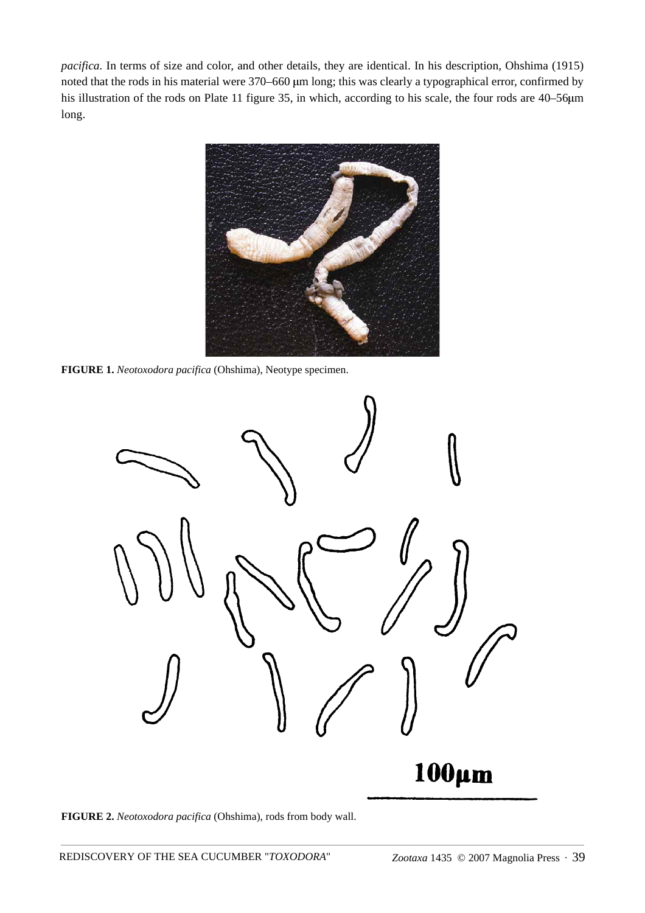*pacifica*. In terms of size and color, and other details, they are identical. In his description, Ohshima (1915) noted that the rods in his material were 370–660 μm long; this was clearly a typographical error, confirmed by his illustration of the rods on Plate 11 figure 35, in which, according to his scale, the four rods are 40–56μm long.

**FIGURE 1.** *Neotoxodora pacifica* (Ohshima), Neotype specimen.

**FIGURE 2.** *Neotoxodora pacifica* (Ohshima), rods from body wall.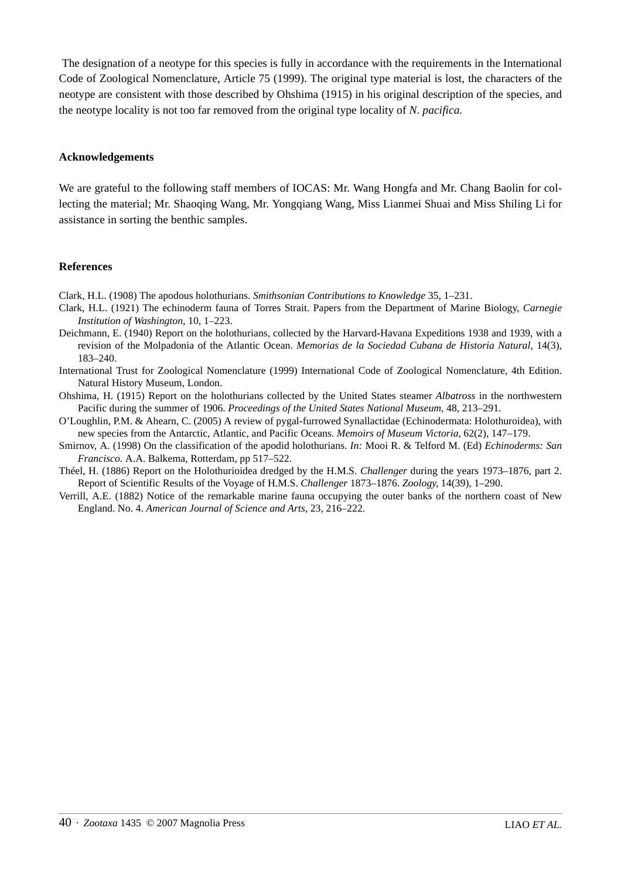The designation of a neotype for this species is fully in accordance with the requirements in the International Code of Zoological Nomenclature, Article 75 (1999). The original type material is lost, the characters of the neotype are consistent with those described by Ohshima (1915) in his original description of the species, and the neotype locality is not too far removed from the original type locality of *N. pacifica.*

## Acknowledgements

We are grateful to the following staff members of IOCAS: Mr. Wang Hongfa and Mr. Chang Baolin for collecting the material; Mr. Shaoqing Wang, Mr. Yongqiang Wang, Miss Lianmei Shuai and Miss Shiling Li for assistance in sorting the benthic samples.

## References

Clark, H.L. (1908) The apodous holothurians. *Smithsonian Contributions to Knowledge* 35, 1–231.

Clark, H.L. (1921) The echinoderm fauna of Torres Strait. Papers from the Department of Marine Biology, *Carnegie Institution of Washington*, 10, 1–223.

Deichmann, E. (1940) Report on the holothurians, collected by the Harvard-Havana Expeditions 1938 and 1939, with a revision of the Molpadonia of the Atlantic Ocean. *Memorias de la Sociedad Cubana de Historia Natural*, 14(3), 183–240.

International Trust for Zoological Nomenclature (1999) International Code of Zoological Nomenclature, 4th Edition. Natural History Museum, London.

Ohshima, H. (1915) Report on the holothurians collected by the United States steamer *Albatross* in the northwestern Pacific during the summer of 1906. *Proceedings of the United States National Museum*, 48, 213–291.

O'Loughlin, P.M. & Ahearn, C. (2005) A review of pygal-furrowed Synallactidae (Echinodermata: Holothuroidea), with new species from the Antarctic, Atlantic, and Pacific Oceans. *Memoirs of Museum Victoria*, 62(2), 147–179.

Smirnov, A. (1998) On the classification of the apodid holothurians. *In:* Mooi R. & Telford M. (Ed) *Echinoderms: San Francisco.* A.A. Balkema, Rotterdam, pp 517–522.

Théel, H. (1886) Report on the Holothurioidea dredged by the H.M.S. *Challenger* during the years 1973–1876, part 2. Report of Scientific Results of the Voyage of H.M.S. *Challenger* 1873–1876. *Zoology*, 14(39), 1–290.

Verrill, A.E. (1882) Notice of the remarkable marine fauna occupying the outer banks of the northern coast of New England. No. 4. *American Journal of Science and Arts*, 23, 216–222.